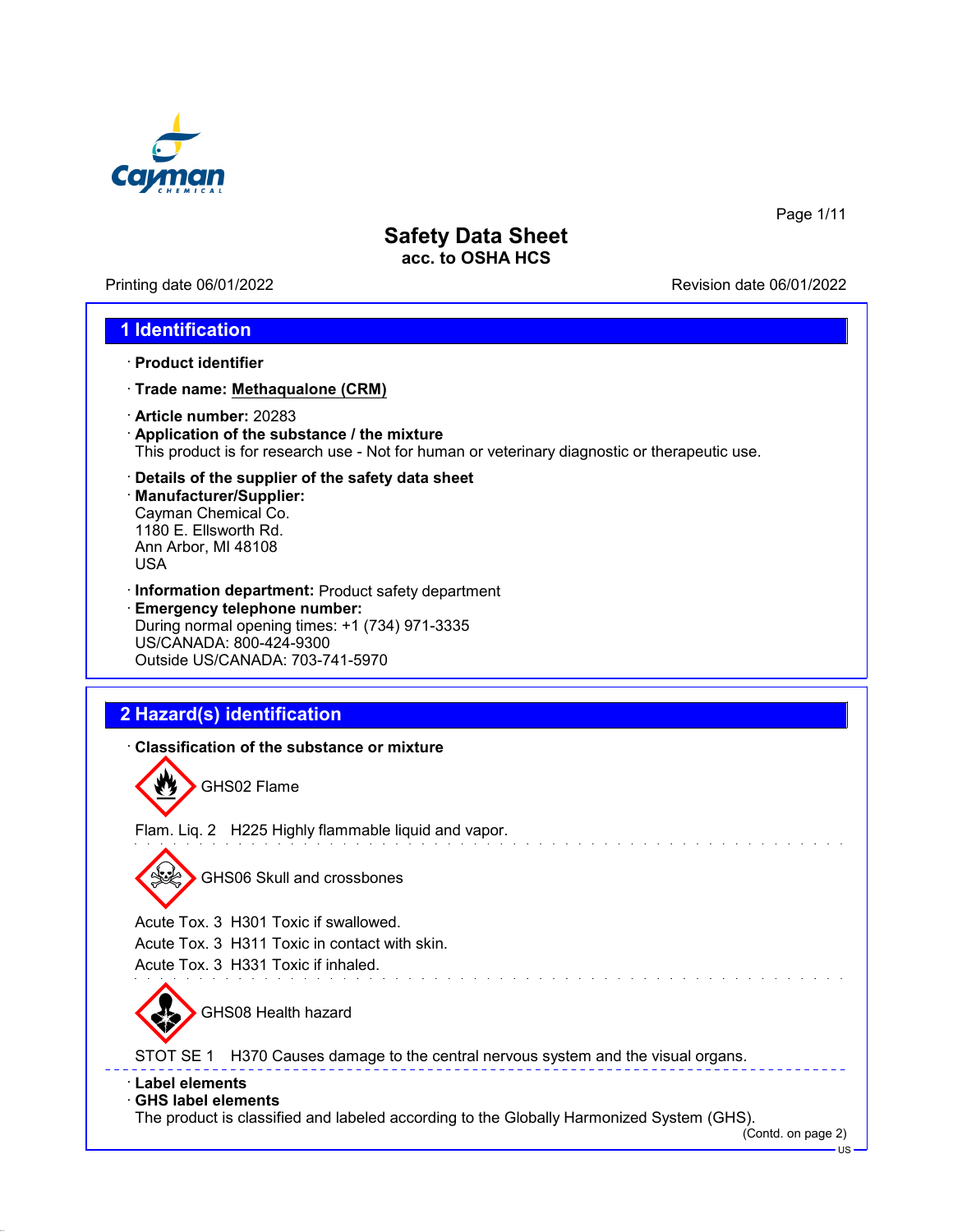# Safety Data Sheet

**acc. to OSHA HCS**

Printing date 06/01/2022 Revision date 06/01/2022

## 1 Identification

· **Product identifier**

· **Trade name: Methaqualone (CRM)**

· **Article number:** 20283

· **Application of the substance / the mixture**
This product is for research use - Not for human or veterinary diagnostic or therapeutic use.

· **Details of the supplier of the safety data sheet**

· **Manufacturer/Supplier:**
Cayman Chemical Co.
1180 E. Ellsworth Rd.
Ann Arbor, MI 48108
USA

· **Information department:** Product safety department

· **Emergency telephone number:**
During normal opening times: +1 (734) 971-3335
US/CANADA: 800-424-9300
Outside US/CANADA: 703-741-5970

## 2 Hazard(s) identification

· **Classification of the substance or mixture**

GHS02 Flame

Flam. Liq. 2 H225 Highly flammable liquid and vapor.

GHS06 Skull and crossbones

Acute Tox. 3 H301 Toxic if swallowed.
Acute Tox. 3 H311 Toxic in contact with skin.
Acute Tox. 3 H331 Toxic if inhaled.

GHS08 Health hazard

STOT SE 1 H370 Causes damage to the central nervous system and the visual organs.

· **Label elements**

· **GHS label elements**
The product is classified and labeled according to the Globally Harmonized System (GHS).

(Contd. on page 2)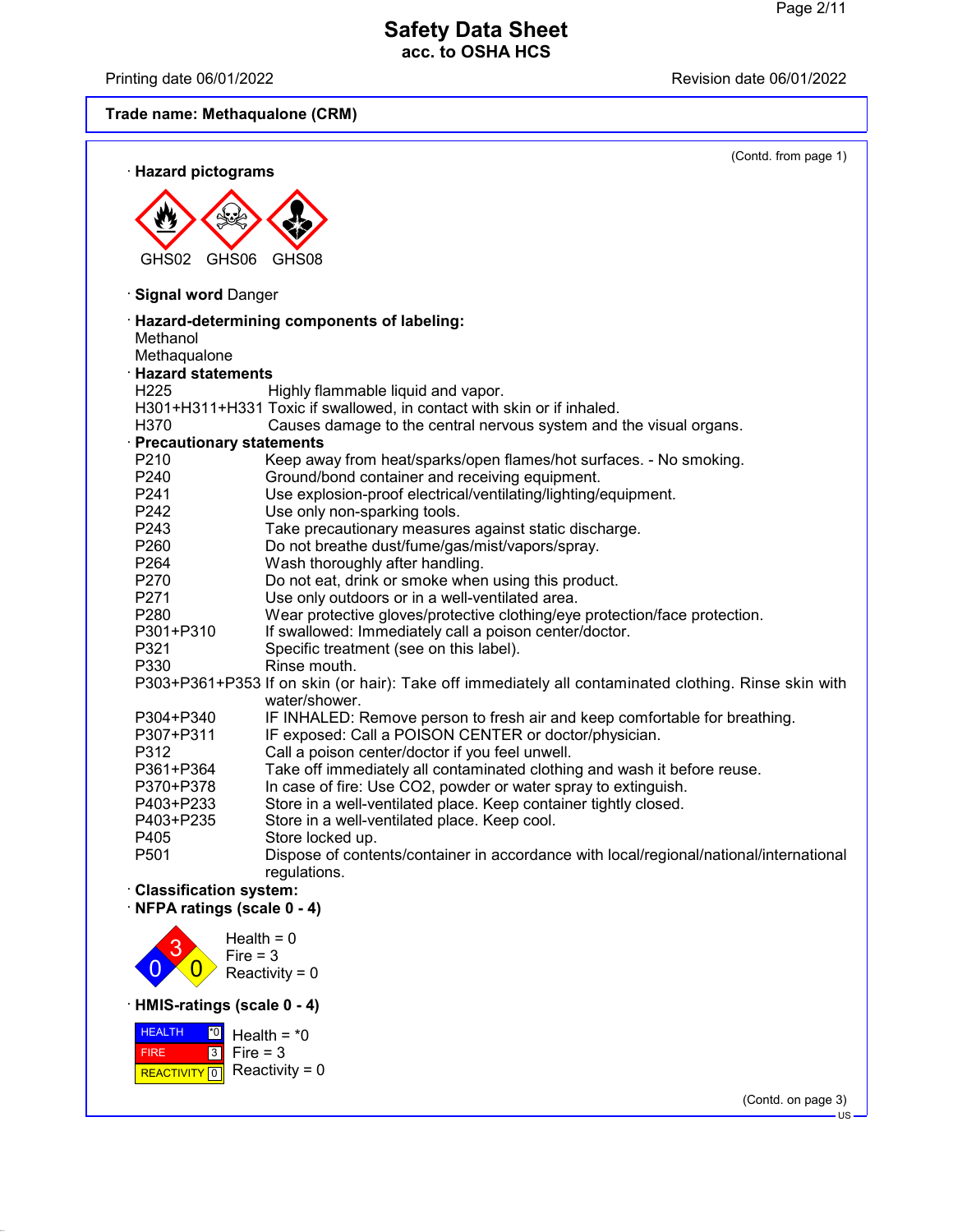**Safety Data Sheet**
**acc. to OSHA HCS**

Printing date 06/01/2022 Revision date 06/01/2022

**Trade name: Methaqualone (CRM)**

(Contd. from page 1)

· **Hazard pictograms**

GHS02 GHS06 GHS08

· **Signal word** Danger

· **Hazard-determining components of labeling:**
Methanol
Methaqualone

· **Hazard statements**

| | |
|---|---|
| H225 | Highly flammable liquid and vapor. |
| H301+H311+H331 | Toxic if swallowed, in contact with skin or if inhaled. |
| H370 | Causes damage to the central nervous system and the visual organs. |

· **Precautionary statements**

| | |
|---|---|
| P210 | Keep away from heat/sparks/open flames/hot surfaces. - No smoking. |
| P240 | Ground/bond container and receiving equipment. |
| P241 | Use explosion-proof electrical/ventilating/lighting/equipment. |
| P242 | Use only non-sparking tools. |
| P243 | Take precautionary measures against static discharge. |
| P260 | Do not breathe dust/fume/gas/mist/vapors/spray. |
| P264 | Wash thoroughly after handling. |
| P270 | Do not eat, drink or smoke when using this product. |
| P271 | Use only outdoors or in a well-ventilated area. |
| P280 | Wear protective gloves/protective clothing/eye protection/face protection. |
| P301+P310 | If swallowed: Immediately call a poison center/doctor. |
| P321 | Specific treatment (see on this label). |
| P330 | Rinse mouth. |
| P303+P361+P353 | If on skin (or hair): Take off immediately all contaminated clothing. Rinse skin with water/shower. |
| P304+P340 | IF INHALED: Remove person to fresh air and keep comfortable for breathing. |
| P307+P311 | IF exposed: Call a POISON CENTER or doctor/physician. |
| P312 | Call a poison center/doctor if you feel unwell. |
| P361+P364 | Take off immediately all contaminated clothing and wash it before reuse. |
| P370+P378 | In case of fire: Use CO2, powder or water spray to extinguish. |
| P403+P233 | Store in a well-ventilated place. Keep container tightly closed. |
| P403+P235 | Store in a well-ventilated place. Keep cool. |
| P405 | Store locked up. |
| P501 | Dispose of contents/container in accordance with local/regional/national/international regulations. |

· **Classification system:**

· **NFPA ratings (scale 0 - 4)**

Health = 0
Fire = 3
Reactivity = 0

· **HMIS-ratings (scale 0 - 4)**

| | |
|---|---|
| HEALTH | *0 |
| FIRE | 3 |
| REACTIVITY | 0 |

Health = *0
Fire = 3
Reactivity = 0

(Contd. on page 3)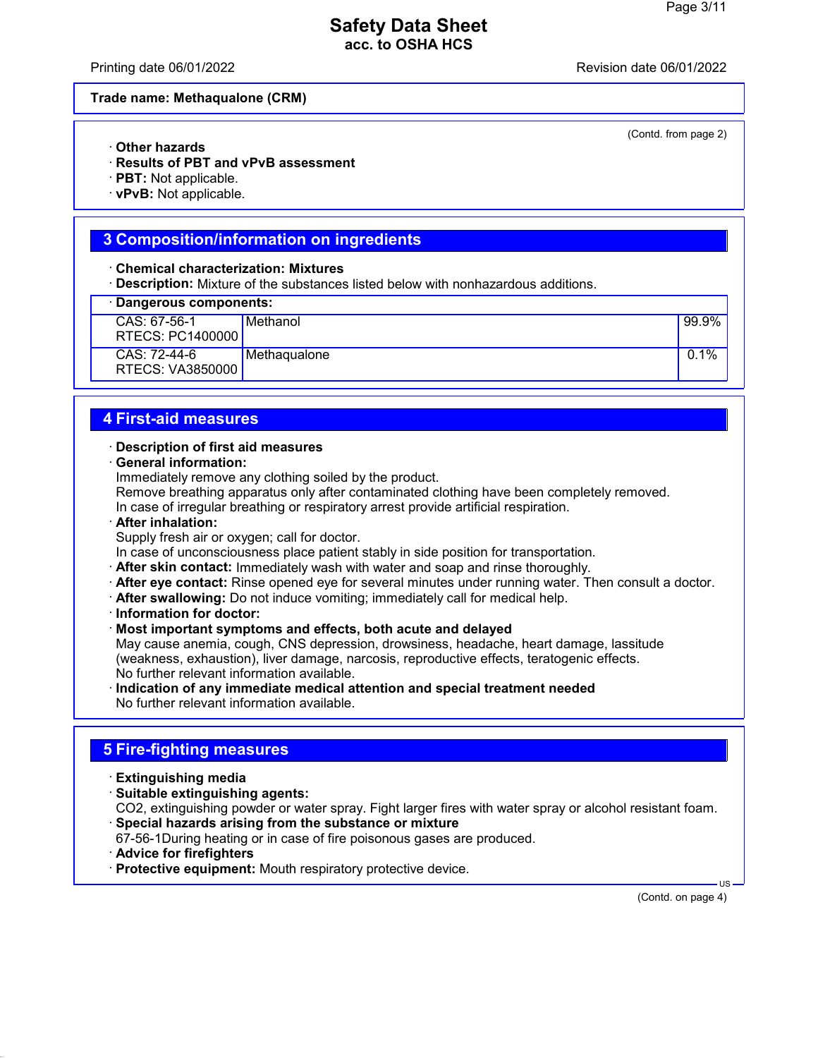**Trade name: Methaqualone (CRM)**

(Contd. from page 2)

· **Other hazards**
· **Results of PBT and vPvB assessment**
· **PBT:** Not applicable.
· **vPvB:** Not applicable.

## 3 Composition/information on ingredients

· **Chemical characterization: Mixtures**
· **Description:** Mixture of the substances listed below with nonhazardous additions.

| · Dangerous components: | | |
|---|---|---|
| CAS: 67-56-1<br>RTECS: PC1400000 | Methanol | 99.9% |
| CAS: 72-44-6<br>RTECS: VA3850000 | Methaqualone | 0.1% |

## 4 First-aid measures

· **Description of first aid measures**
· **General information:**
Immediately remove any clothing soiled by the product.
Remove breathing apparatus only after contaminated clothing have been completely removed.
In case of irregular breathing or respiratory arrest provide artificial respiration.
· **After inhalation:**
Supply fresh air or oxygen; call for doctor.
In case of unconsciousness place patient stably in side position for transportation.
· **After skin contact:** Immediately wash with water and soap and rinse thoroughly.
· **After eye contact:** Rinse opened eye for several minutes under running water. Then consult a doctor.
· **After swallowing:** Do not induce vomiting; immediately call for medical help.
· **Information for doctor:**
· **Most important symptoms and effects, both acute and delayed**
May cause anemia, cough, CNS depression, drowsiness, headache, heart damage, lassitude (weakness, exhaustion), liver damage, narcosis, reproductive effects, teratogenic effects.
No further relevant information available.
· **Indication of any immediate medical attention and special treatment needed**
No further relevant information available.

## 5 Fire-fighting measures

· **Extinguishing media**
· **Suitable extinguishing agents:**
CO2, extinguishing powder or water spray. Fight larger fires with water spray or alcohol resistant foam.
· **Special hazards arising from the substance or mixture**
67-56-1During heating or in case of fire poisonous gases are produced.
· **Advice for firefighters**
· **Protective equipment:** Mouth respiratory protective device.

(Contd. on page 4)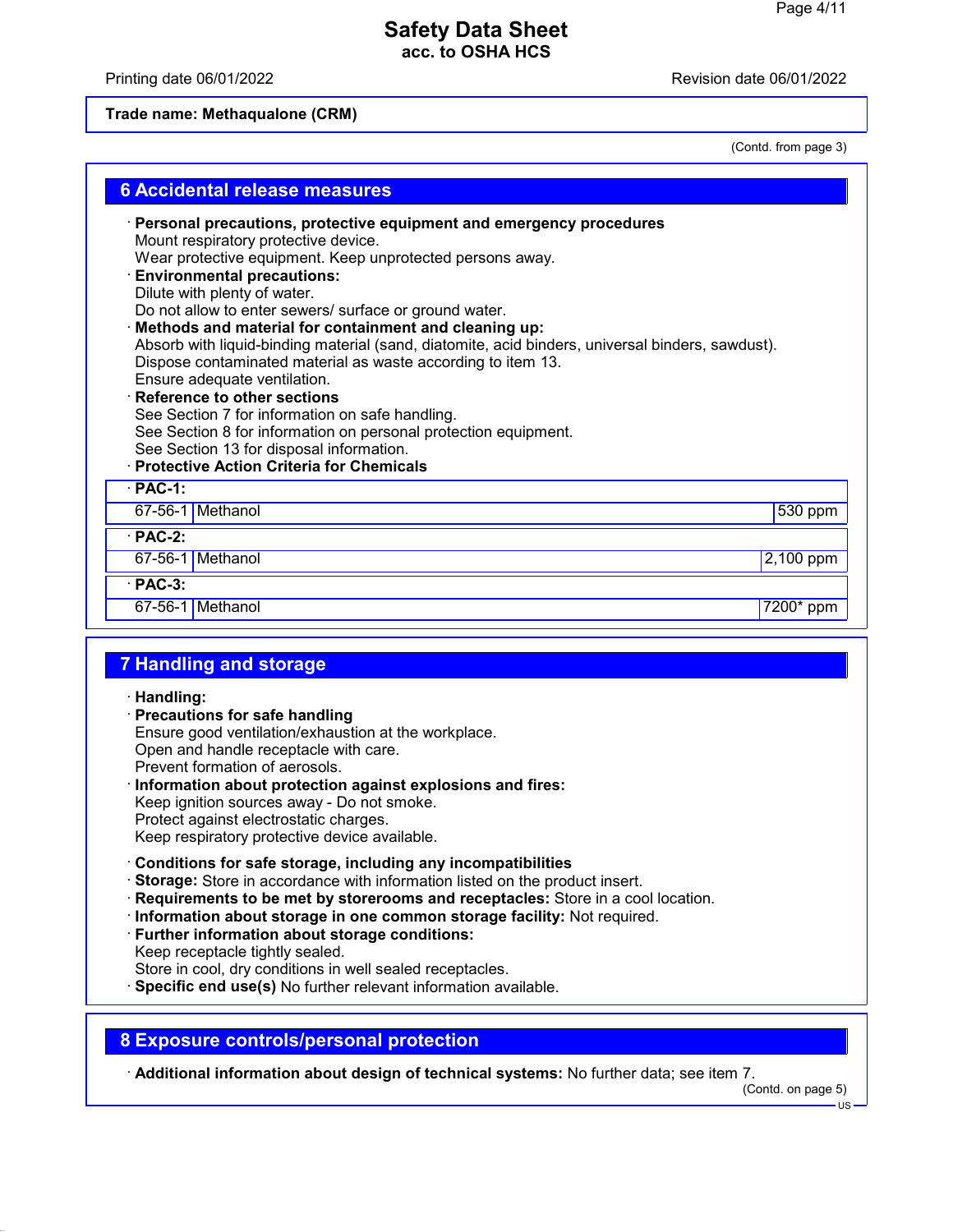**Trade name: Methaqualone (CRM)**

(Contd. from page 3)

## 6 Accidental release measures

· **Personal precautions, protective equipment and emergency procedures**
Mount respiratory protective device.
Wear protective equipment. Keep unprotected persons away.

· **Environmental precautions:**
Dilute with plenty of water.
Do not allow to enter sewers/ surface or ground water.

· **Methods and material for containment and cleaning up:**
Absorb with liquid-binding material (sand, diatomite, acid binders, universal binders, sawdust).
Dispose contaminated material as waste according to item 13.
Ensure adequate ventilation.

· **Reference to other sections**
See Section 7 for information on safe handling.
See Section 8 for information on personal protection equipment.
See Section 13 for disposal information.

· **Protective Action Criteria for Chemicals**

| · **PAC-1:** | | |
|---|---|---|
| 67-56-1 | Methanol | 530 ppm |
| · **PAC-2:** | | |
| 67-56-1 | Methanol | 2,100 ppm |
| · **PAC-3:** | | |
| 67-56-1 | Methanol | 7200* ppm |

## 7 Handling and storage

· **Handling:**

· **Precautions for safe handling**
Ensure good ventilation/exhaustion at the workplace.
Open and handle receptacle with care.
Prevent formation of aerosols.

· **Information about protection against explosions and fires:**
Keep ignition sources away - Do not smoke.
Protect against electrostatic charges.
Keep respiratory protective device available.

· **Conditions for safe storage, including any incompatibilities**
· **Storage:** Store in accordance with information listed on the product insert.
· **Requirements to be met by storerooms and receptacles:** Store in a cool location.
· **Information about storage in one common storage facility:** Not required.
· **Further information about storage conditions:**
Keep receptacle tightly sealed.
Store in cool, dry conditions in well sealed receptacles.
· **Specific end use(s)** No further relevant information available.

## 8 Exposure controls/personal protection

· **Additional information about design of technical systems:** No further data; see item 7.

(Contd. on page 5)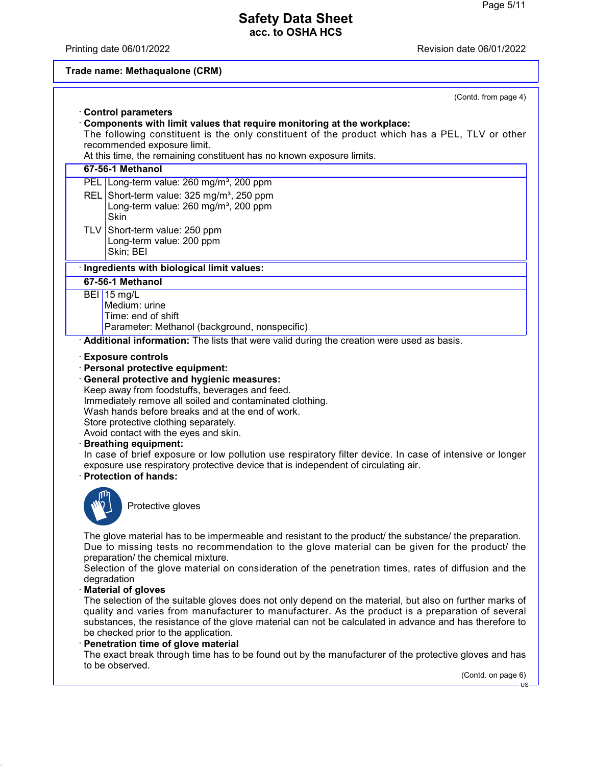Trade name: Methaqualone (CRM)

(Contd. from page 4)

· **Control parameters**

· **Components with limit values that require monitoring at the workplace:**

The following constituent is the only constituent of the product which has a PEL, TLV or other recommended exposure limit.

At this time, the remaining constituent has no known exposure limits.

| **67-56-1 Methanol** | |
|---|---|
| PEL | Long-term value: 260 mg/m³, 200 ppm |
| REL | Short-term value: 325 mg/m³, 250 ppm<br>Long-term value: 260 mg/m³, 200 ppm<br>Skin |
| TLV | Short-term value: 250 ppm<br>Long-term value: 200 ppm<br>Skin; BEI |

· **Ingredients with biological limit values:**

| **67-56-1 Methanol** | |
|---|---|
| BEI | 15 mg/L<br>Medium: urine<br>Time: end of shift<br>Parameter: Methanol (background, nonspecific) |

· **Additional information:** The lists that were valid during the creation were used as basis.

· **Exposure controls**

· **Personal protective equipment:**

· **General protective and hygienic measures:**

Keep away from foodstuffs, beverages and feed.
Immediately remove all soiled and contaminated clothing.
Wash hands before breaks and at the end of work.
Store protective clothing separately.
Avoid contact with the eyes and skin.

· **Breathing equipment:**

In case of brief exposure or low pollution use respiratory filter device. In case of intensive or longer exposure use respiratory protective device that is independent of circulating air.

· **Protection of hands:**

Protective gloves

The glove material has to be impermeable and resistant to the product/ the substance/ the preparation.
Due to missing tests no recommendation to the glove material can be given for the product/ the preparation/ the chemical mixture.
Selection of the glove material on consideration of the penetration times, rates of diffusion and the degradation

· **Material of gloves**

The selection of the suitable gloves does not only depend on the material, but also on further marks of quality and varies from manufacturer to manufacturer. As the product is a preparation of several substances, the resistance of the glove material can not be calculated in advance and has therefore to be checked prior to the application.

· **Penetration time of glove material**

The exact break through time has to be found out by the manufacturer of the protective gloves and has to be observed.

(Contd. on page 6)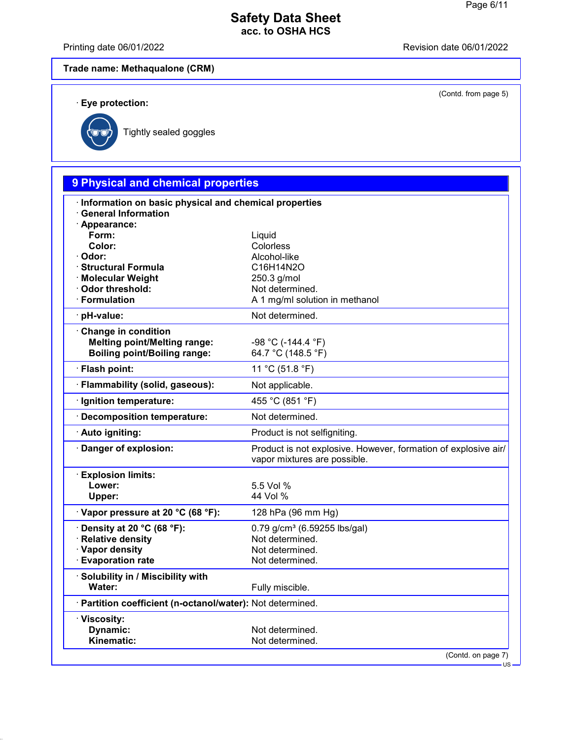**Trade name: Methaqualone (CRM)**

(Contd. from page 5)

· **Eye protection:**

Tightly sealed goggles

## 9 Physical and chemical properties

| | |
|---|---|
| · **Information on basic physical and chemical properties** | |
| · **General Information** | |
| · **Appearance:** | |
| **Form:** | Liquid |
| **Color:** | Colorless |
| · **Odor:** | Alcohol-like |
| · **Structural Formula** | C16H14N2O |
| · **Molecular Weight** | 250.3 g/mol |
| · **Odor threshold:** | Not determined. |
| · **Formulation** | A 1 mg/ml solution in methanol |
| · **pH-value:** | Not determined. |
| · **Change in condition** | |
| **Melting point/Melting range:** | -98 °C (-144.4 °F) |
| **Boiling point/Boiling range:** | 64.7 °C (148.5 °F) |
| · **Flash point:** | 11 °C (51.8 °F) |
| · **Flammability (solid, gaseous):** | Not applicable. |
| · **Ignition temperature:** | 455 °C (851 °F) |
| · **Decomposition temperature:** | Not determined. |
| · **Auto igniting:** | Product is not selfigniting. |
| · **Danger of explosion:** | Product is not explosive. However, formation of explosive air/ vapor mixtures are possible. |
| · **Explosion limits:** | |
| **Lower:** | 5.5 Vol % |
| **Upper:** | 44 Vol % |
| · **Vapor pressure at 20 °C (68 °F):** | 128 hPa (96 mm Hg) |
| · **Density at 20 °C (68 °F):** | 0.79 g/cm³ (6.59255 lbs/gal) |
| · **Relative density** | Not determined. |
| · **Vapor density** | Not determined. |
| · **Evaporation rate** | Not determined. |
| · **Solubility in / Miscibility with** | |
| **Water:** | Fully miscible. |
| · **Partition coefficient (n-octanol/water):** | Not determined. |
| · **Viscosity:** | |
| **Dynamic:** | Not determined. |
| **Kinematic:** | Not determined. |

(Contd. on page 7)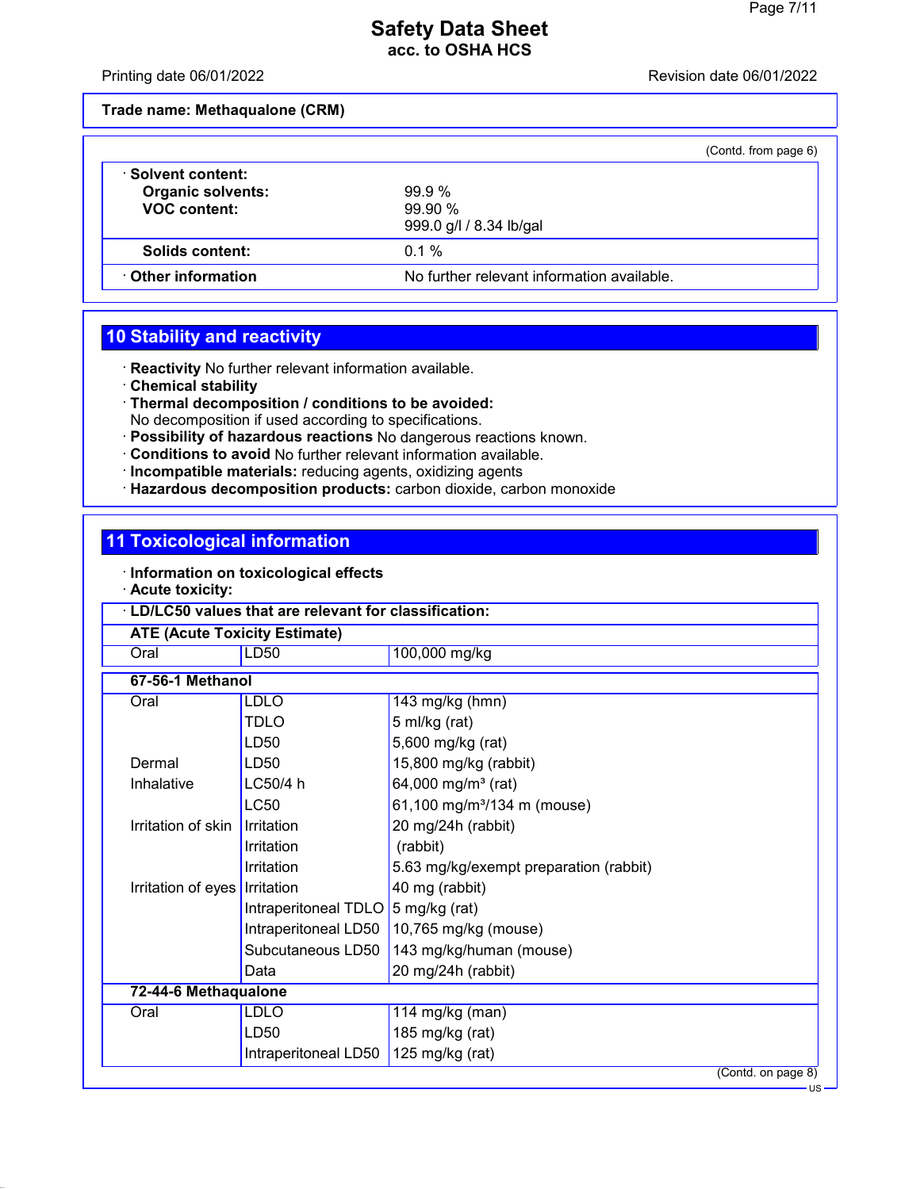Trade name: Methaqualone (CRM)

(Contd. from page 6)

| · Solvent content: | |
|---|---|
| Organic solvents: | 99.9 % |
| VOC content: | 99.90 %<br>999.0 g/l / 8.34 lb/gal |
| Solids content: | 0.1 % |
| · Other information | No further relevant information available. |

## 10 Stability and reactivity

· **Reactivity** No further relevant information available.
· **Chemical stability**
· **Thermal decomposition / conditions to be avoided:**
No decomposition if used according to specifications.
· **Possibility of hazardous reactions** No dangerous reactions known.
· **Conditions to avoid** No further relevant information available.
· **Incompatible materials:** reducing agents, oxidizing agents
· **Hazardous decomposition products:** carbon dioxide, carbon monoxide

## 11 Toxicological information

· **Information on toxicological effects**
· **Acute toxicity:**

| · LD/LC50 values that are relevant for classification: | | |
|---|---|---|
| **ATE (Acute Toxicity Estimate)** | | |
| Oral | LD50 | 100,000 mg/kg |
| **67-56-1 Methanol** | | |
| Oral | LDLO | 143 mg/kg (hmn) |
| | TDLO | 5 ml/kg (rat) |
| | LD50 | 5,600 mg/kg (rat) |
| Dermal | LD50 | 15,800 mg/kg (rabbit) |
| Inhalative | LC50/4 h | 64,000 mg/m³ (rat) |
| | LC50 | 61,100 mg/m³/134 m (mouse) |
| Irritation of skin | Irritation | 20 mg/24h (rabbit) |
| | Irritation | (rabbit) |
| | Irritation | 5.63 mg/kg/exempt preparation (rabbit) |
| Irritation of eyes | Irritation | 40 mg (rabbit) |
| | Intraperitoneal TDLO | 5 mg/kg (rat) |
| | Intraperitoneal LD50 | 10,765 mg/kg (mouse) |
| | Subcutaneous LD50 | 143 mg/kg/human (mouse) |
| | Data | 20 mg/24h (rabbit) |
| **72-44-6 Methaqualone** | | |
| Oral | LDLO | 114 mg/kg (man) |
| | LD50 | 185 mg/kg (rat) |
| | Intraperitoneal LD50 | 125 mg/kg (rat) |

(Contd. on page 8)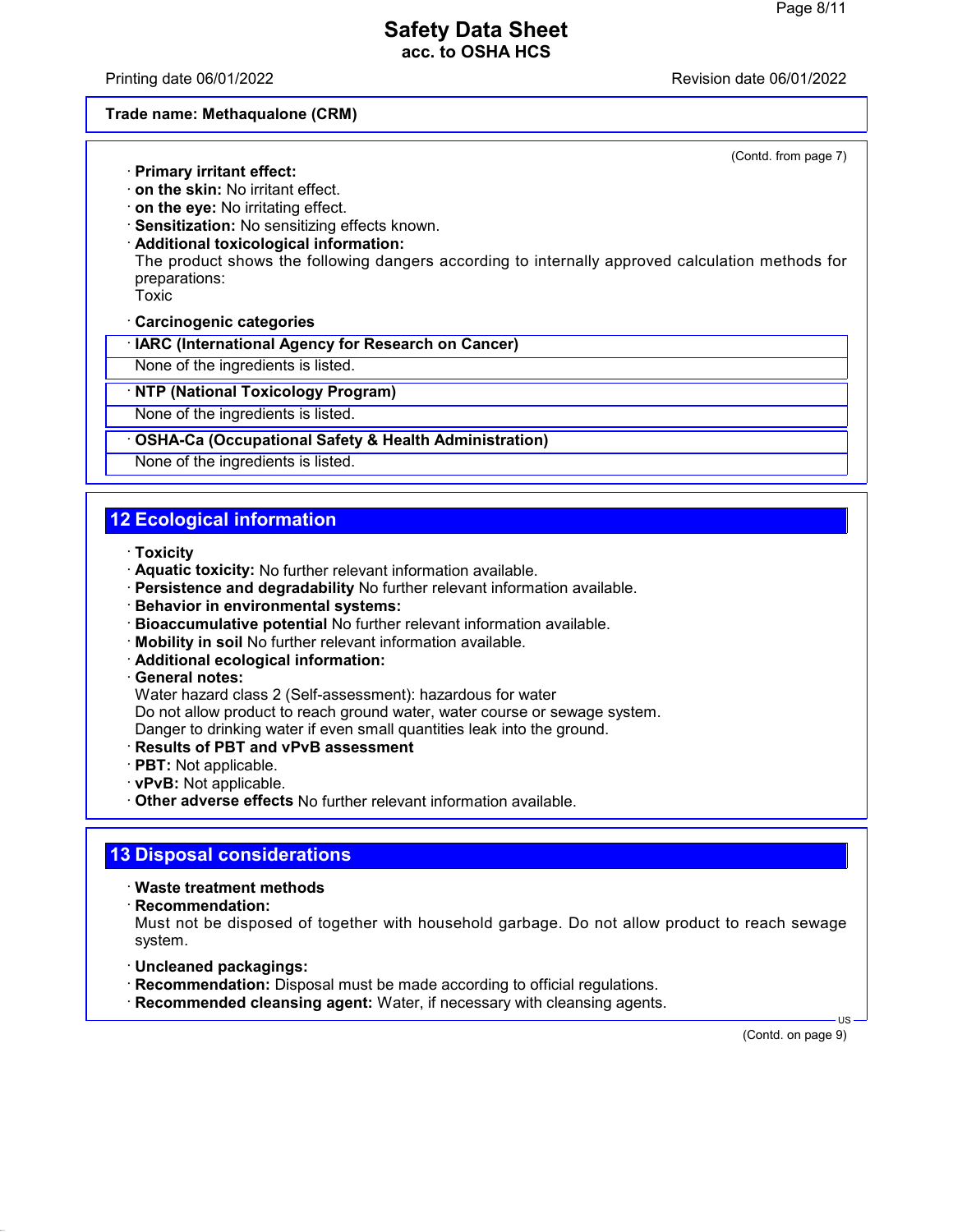(Contd. from page 7)

· **Primary irritant effect:**
· **on the skin:** No irritant effect.
· **on the eye:** No irritating effect.
· **Sensitization:** No sensitizing effects known.
· **Additional toxicological information:**
The product shows the following dangers according to internally approved calculation methods for preparations:
Toxic

· **Carcinogenic categories**

| · IARC (International Agency for Research on Cancer) |
|---|
| None of the ingredients is listed. |

| · NTP (National Toxicology Program) |
|---|
| None of the ingredients is listed. |

| · OSHA-Ca (Occupational Safety & Health Administration) |
|---|
| None of the ingredients is listed. |

## 12 Ecological information

· **Toxicity**
· **Aquatic toxicity:** No further relevant information available.
· **Persistence and degradability** No further relevant information available.
· **Behavior in environmental systems:**
· **Bioaccumulative potential** No further relevant information available.
· **Mobility in soil** No further relevant information available.
· **Additional ecological information:**
· **General notes:**
Water hazard class 2 (Self-assessment): hazardous for water
Do not allow product to reach ground water, water course or sewage system.
Danger to drinking water if even small quantities leak into the ground.
· **Results of PBT and vPvB assessment**
· **PBT:** Not applicable.
· **vPvB:** Not applicable.
· **Other adverse effects** No further relevant information available.

## 13 Disposal considerations

· **Waste treatment methods**
· **Recommendation:**
Must not be disposed of together with household garbage. Do not allow product to reach sewage system.

· **Uncleaned packagings:**
· **Recommendation:** Disposal must be made according to official regulations.
· **Recommended cleansing agent:** Water, if necessary with cleansing agents.

(Contd. on page 9)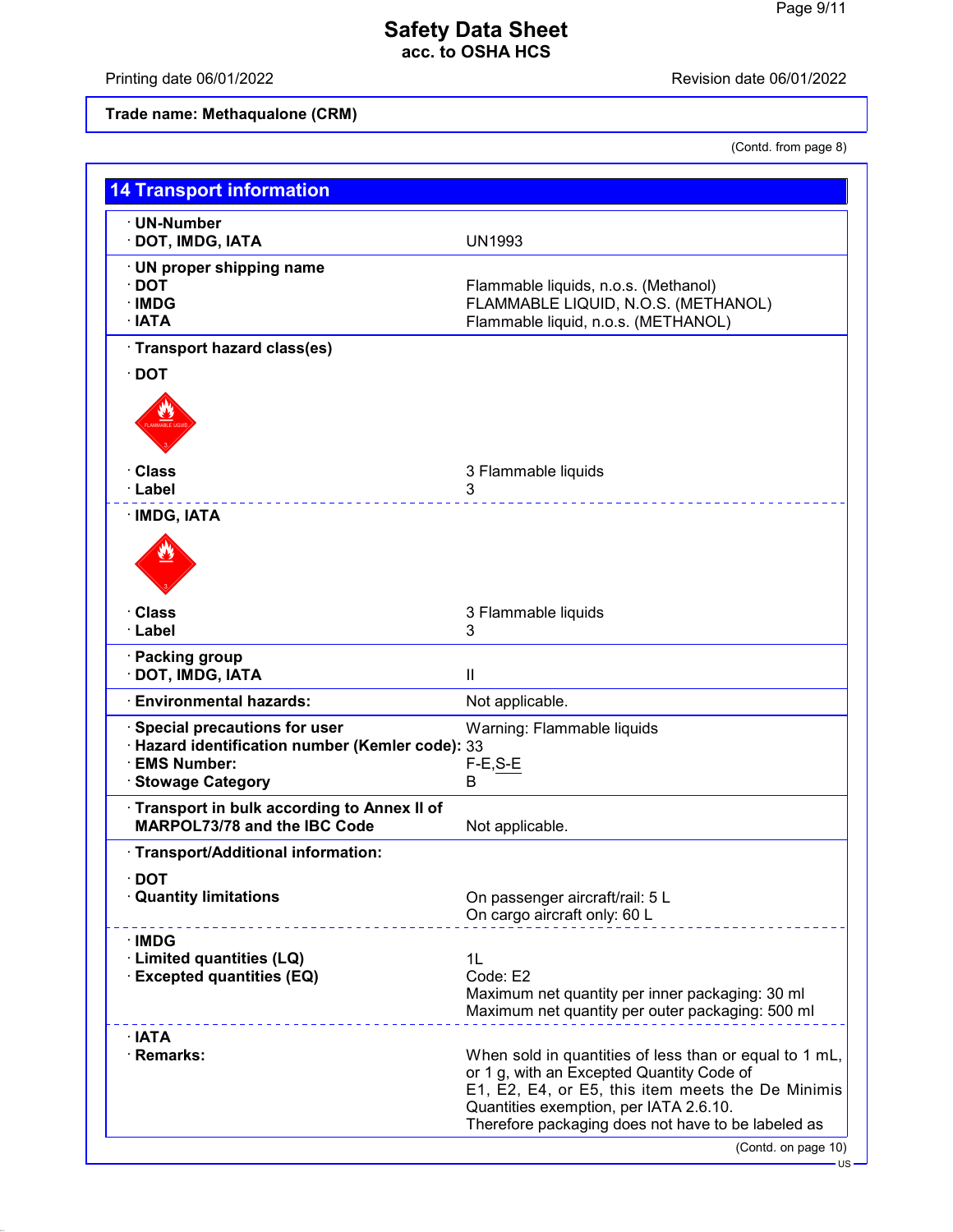Trade name: Methaqualone (CRM)

(Contd. from page 8)

## 14 Transport information

| | |
|---|---|
| · **UN-Number** | |
| · **DOT, IMDG, IATA** | UN1993 |
| · **UN proper shipping name** | |
| · **DOT** | Flammable liquids, n.o.s. (Methanol) |
| · **IMDG** | FLAMMABLE LIQUID, N.O.S. (METHANOL) |
| · **IATA** | Flammable liquid, n.o.s. (METHANOL) |
| · **Transport hazard class(es)** | |
| · **DOT** | |
| · **Class** | 3 Flammable liquids |
| · **Label** | 3 |
| · **IMDG, IATA** | |
| · **Class** | 3 Flammable liquids |
| · **Label** | 3 |
| · **Packing group** | |
| · **DOT, IMDG, IATA** | II |
| · **Environmental hazards:** | Not applicable. |
| · **Special precautions for user** | Warning: Flammable liquids |
| · **Hazard identification number (Kemler code):** | 33 |
| · **EMS Number:** | F-E,S-E |
| · **Stowage Category** | B |
| · **Transport in bulk according to Annex II of MARPOL73/78 and the IBC Code** | Not applicable. |
| · **Transport/Additional information:** | |
| · **DOT** | |
| · **Quantity limitations** | On passenger aircraft/rail: 5 L<br>On cargo aircraft only: 60 L |
| · **IMDG** | |
| · **Limited quantities (LQ)** | 1L |
| · **Excepted quantities (EQ)** | Code: E2<br>Maximum net quantity per inner packaging: 30 ml<br>Maximum net quantity per outer packaging: 500 ml |
| · **IATA** | |
| · **Remarks:** | When sold in quantities of less than or equal to 1 mL, or 1 g, with an Excepted Quantity Code of E1, E2, E4, or E5, this item meets the De Minimis Quantities exemption, per IATA 2.6.10. Therefore packaging does not have to be labeled as |

(Contd. on page 10)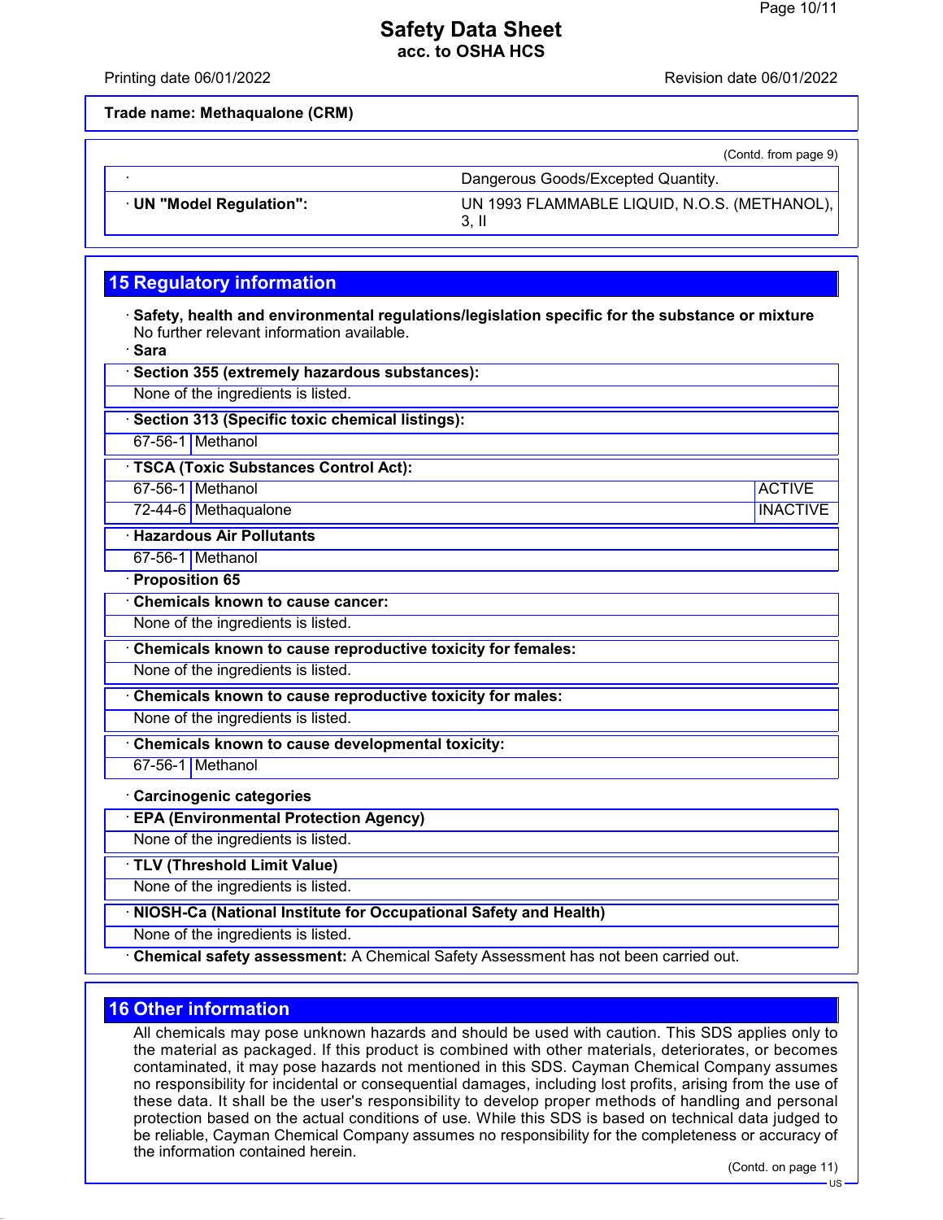**Trade name: Methaqualone (CRM)**

(Contd. from page 9)

| | |
|---|---|
| · | Dangerous Goods/Excepted Quantity. |
| · **UN "Model Regulation":** | UN 1993 FLAMMABLE LIQUID, N.O.S. (METHANOL), 3, II |

## 15 Regulatory information

· **Safety, health and environmental regulations/legislation specific for the substance or mixture**
No further relevant information available.

· **Sara**

· **Section 355 (extremely hazardous substances):**

None of the ingredients is listed.

· **Section 313 (Specific toxic chemical listings):**

| | |
|---|---|
| 67-56-1 | Methanol |

· **TSCA (Toxic Substances Control Act):**

| | | |
|---|---|---|
| 67-56-1 | Methanol | ACTIVE |
| 72-44-6 | Methaqualone | INACTIVE |

· **Hazardous Air Pollutants**

| | |
|---|---|
| 67-56-1 | Methanol |

· **Proposition 65**

· **Chemicals known to cause cancer:**

None of the ingredients is listed.

· **Chemicals known to cause reproductive toxicity for females:**

None of the ingredients is listed.

· **Chemicals known to cause reproductive toxicity for males:**

None of the ingredients is listed.

· **Chemicals known to cause developmental toxicity:**

| | |
|---|---|
| 67-56-1 | Methanol |

· **Carcinogenic categories**

· **EPA (Environmental Protection Agency)**

None of the ingredients is listed.

· **TLV (Threshold Limit Value)**

None of the ingredients is listed.

· **NIOSH-Ca (National Institute for Occupational Safety and Health)**

None of the ingredients is listed.

· **Chemical safety assessment:** A Chemical Safety Assessment has not been carried out.

## 16 Other information

All chemicals may pose unknown hazards and should be used with caution. This SDS applies only to the material as packaged. If this product is combined with other materials, deteriorates, or becomes contaminated, it may pose hazards not mentioned in this SDS. Cayman Chemical Company assumes no responsibility for incidental or consequential damages, including lost profits, arising from the use of these data. It shall be the user's responsibility to develop proper methods of handling and personal protection based on the actual conditions of use. While this SDS is based on technical data judged to be reliable, Cayman Chemical Company assumes no responsibility for the completeness or accuracy of the information contained herein.

(Contd. on page 11)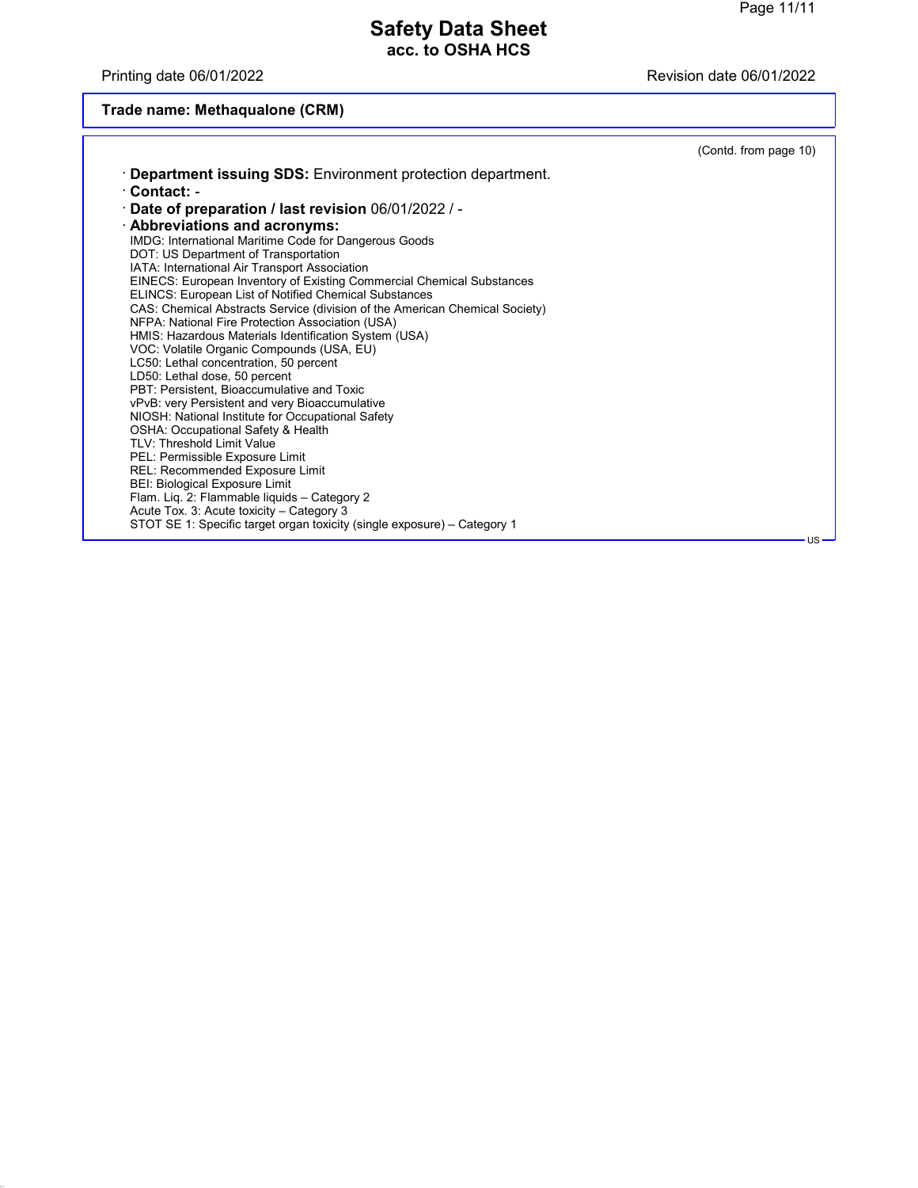(Contd. from page 10)

· **Department issuing SDS:** Environment protection department.
· **Contact:** -
· **Date of preparation / last revision** 06/01/2022 / -
· **Abbreviations and acronyms:**
IMDG: International Maritime Code for Dangerous Goods
DOT: US Department of Transportation
IATA: International Air Transport Association
EINECS: European Inventory of Existing Commercial Chemical Substances
ELINCS: European List of Notified Chemical Substances
CAS: Chemical Abstracts Service (division of the American Chemical Society)
NFPA: National Fire Protection Association (USA)
HMIS: Hazardous Materials Identification System (USA)
VOC: Volatile Organic Compounds (USA, EU)
LC50: Lethal concentration, 50 percent
LD50: Lethal dose, 50 percent
PBT: Persistent, Bioaccumulative and Toxic
vPvB: very Persistent and very Bioaccumulative
NIOSH: National Institute for Occupational Safety
OSHA: Occupational Safety & Health
TLV: Threshold Limit Value
PEL: Permissible Exposure Limit
REL: Recommended Exposure Limit
BEI: Biological Exposure Limit
Flam. Liq. 2: Flammable liquids – Category 2
Acute Tox. 3: Acute toxicity – Category 3
STOT SE 1: Specific target organ toxicity (single exposure) – Category 1